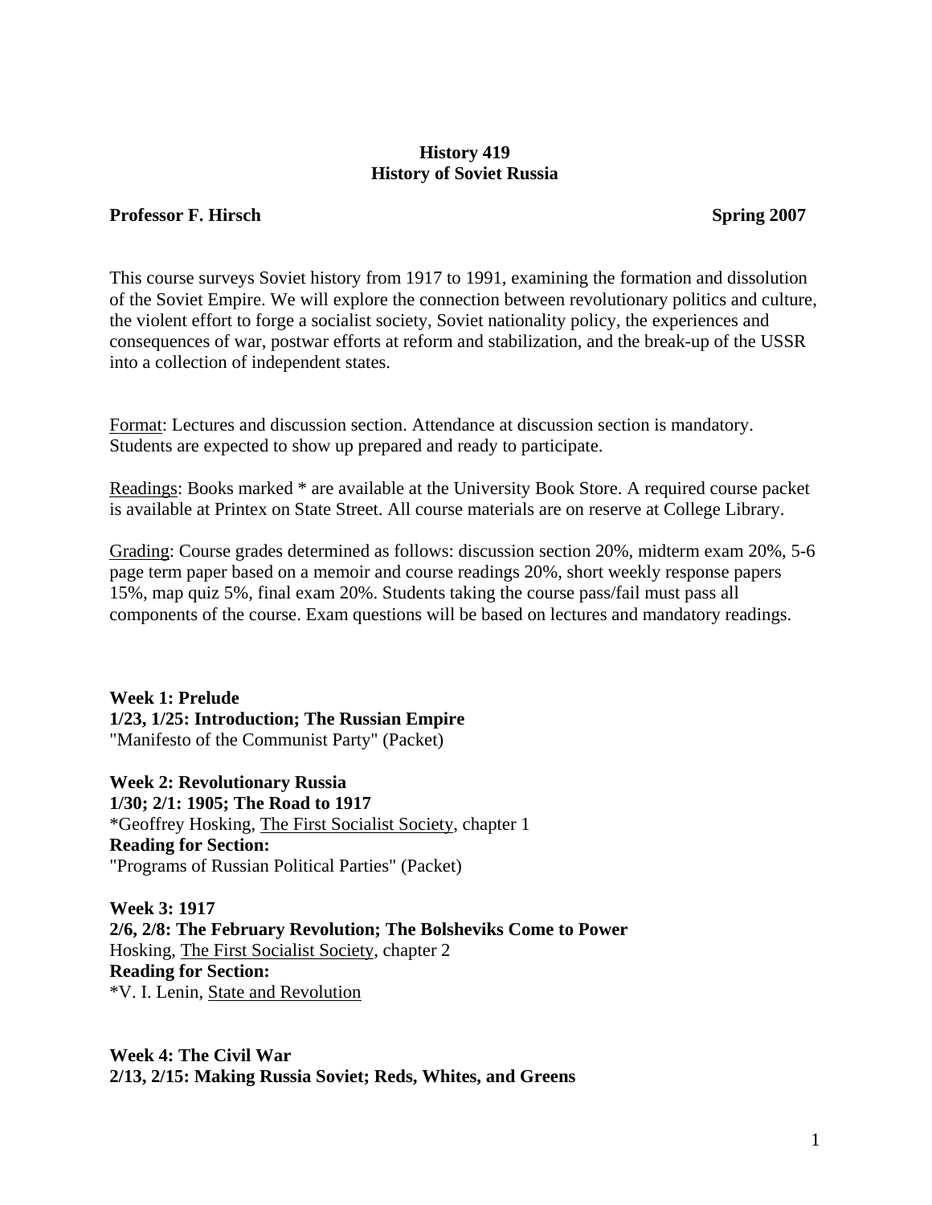# History 419
# History of Soviet Russia

**Professor F. Hirsch** **Spring 2007**

This course surveys Soviet history from 1917 to 1991, examining the formation and dissolution of the Soviet Empire. We will explore the connection between revolutionary politics and culture, the violent effort to forge a socialist society, Soviet nationality policy, the experiences and consequences of war, postwar efforts at reform and stabilization, and the break-up of the USSR into a collection of independent states.

<u>Format</u>: Lectures and discussion section. Attendance at discussion section is mandatory. Students are expected to show up prepared and ready to participate.

<u>Readings</u>: Books marked * are available at the University Book Store. A required course packet is available at Printex on State Street. All course materials are on reserve at College Library.

<u>Grading</u>: Course grades determined as follows: discussion section 20%, midterm exam 20%, 5-6 page term paper based on a memoir and course readings 20%, short weekly response papers 15%, map quiz 5%, final exam 20%. Students taking the course pass/fail must pass all components of the course. Exam questions will be based on lectures and mandatory readings.

**Week 1: Prelude**
**1/23, 1/25: Introduction; The Russian Empire**
"Manifesto of the Communist Party" (Packet)

**Week 2: Revolutionary Russia**
**1/30; 2/1: 1905; The Road to 1917**
*Geoffrey Hosking, <u>The First Socialist Society</u>, chapter 1
**Reading for Section:**
"Programs of Russian Political Parties" (Packet)

**Week 3: 1917**
**2/6, 2/8: The February Revolution; The Bolsheviks Come to Power**
Hosking, <u>The First Socialist Society</u>, chapter 2
**Reading for Section:**
*V. I. Lenin, <u>State and Revolution</u>

**Week 4: The Civil War**
**2/13, 2/15: Making Russia Soviet; Reds, Whites, and Greens**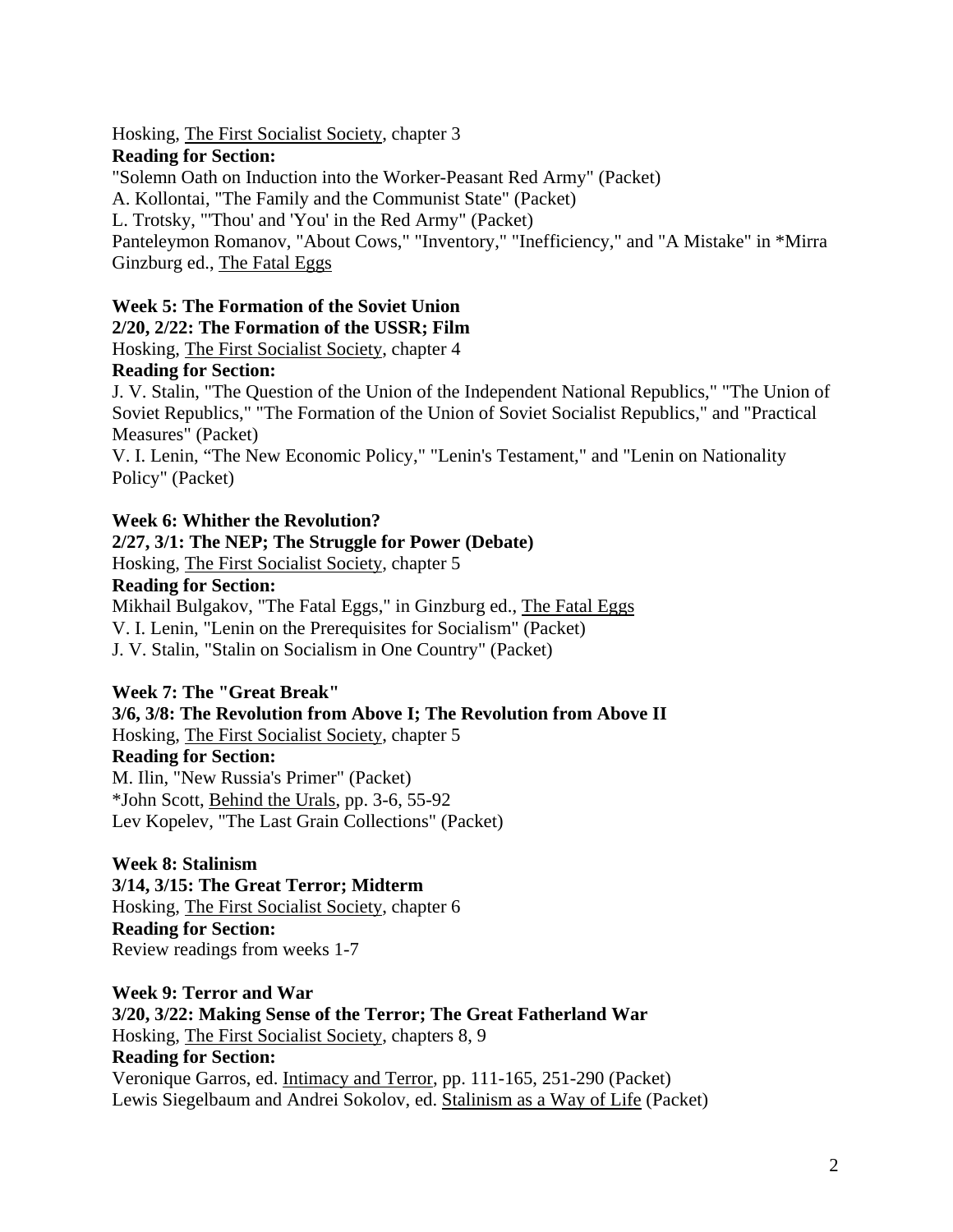Hosking, The First Socialist Society, chapter 3

**Reading for Section:**

"Solemn Oath on Induction into the Worker-Peasant Red Army" (Packet)

A. Kollontai, "The Family and the Communist State" (Packet)

L. Trotsky, "'Thou' and 'You' in the Red Army" (Packet)

Panteleymon Romanov, "About Cows," "Inventory," "Inefficiency," and "A Mistake" in *Mirra Ginzburg ed., The Fatal Eggs

**Week 5: The Formation of the Soviet Union**

**2/20, 2/22: The Formation of the USSR; Film**

Hosking, The First Socialist Society, chapter 4

**Reading for Section:**

J. V. Stalin, "The Question of the Union of the Independent National Republics," "The Union of Soviet Republics," "The Formation of the Union of Soviet Socialist Republics," and "Practical Measures" (Packet)

V. I. Lenin, "The New Economic Policy," "Lenin's Testament," and "Lenin on Nationality Policy" (Packet)

**Week 6: Whither the Revolution?**

**2/27, 3/1: The NEP; The Struggle for Power (Debate)**

Hosking, The First Socialist Society, chapter 5

**Reading for Section:**

Mikhail Bulgakov, "The Fatal Eggs," in Ginzburg ed., The Fatal Eggs

V. I. Lenin, "Lenin on the Prerequisites for Socialism" (Packet)

J. V. Stalin, "Stalin on Socialism in One Country" (Packet)

**Week 7: The "Great Break"**

**3/6, 3/8: The Revolution from Above I; The Revolution from Above II**

Hosking, The First Socialist Society, chapter 5

**Reading for Section:**

M. Ilin, "New Russia's Primer" (Packet)

*John Scott, Behind the Urals, pp. 3-6, 55-92

Lev Kopelev, "The Last Grain Collections" (Packet)

**Week 8: Stalinism**

**3/14, 3/15: The Great Terror; Midterm**

Hosking, The First Socialist Society, chapter 6

**Reading for Section:**

Review readings from weeks 1-7

**Week 9: Terror and War**

**3/20, 3/22: Making Sense of the Terror; The Great Fatherland War**

Hosking, The First Socialist Society, chapters 8, 9

**Reading for Section:**

Veronique Garros, ed. Intimacy and Terror, pp. 111-165, 251-290 (Packet)

Lewis Siegelbaum and Andrei Sokolov, ed. Stalinism as a Way of Life (Packet)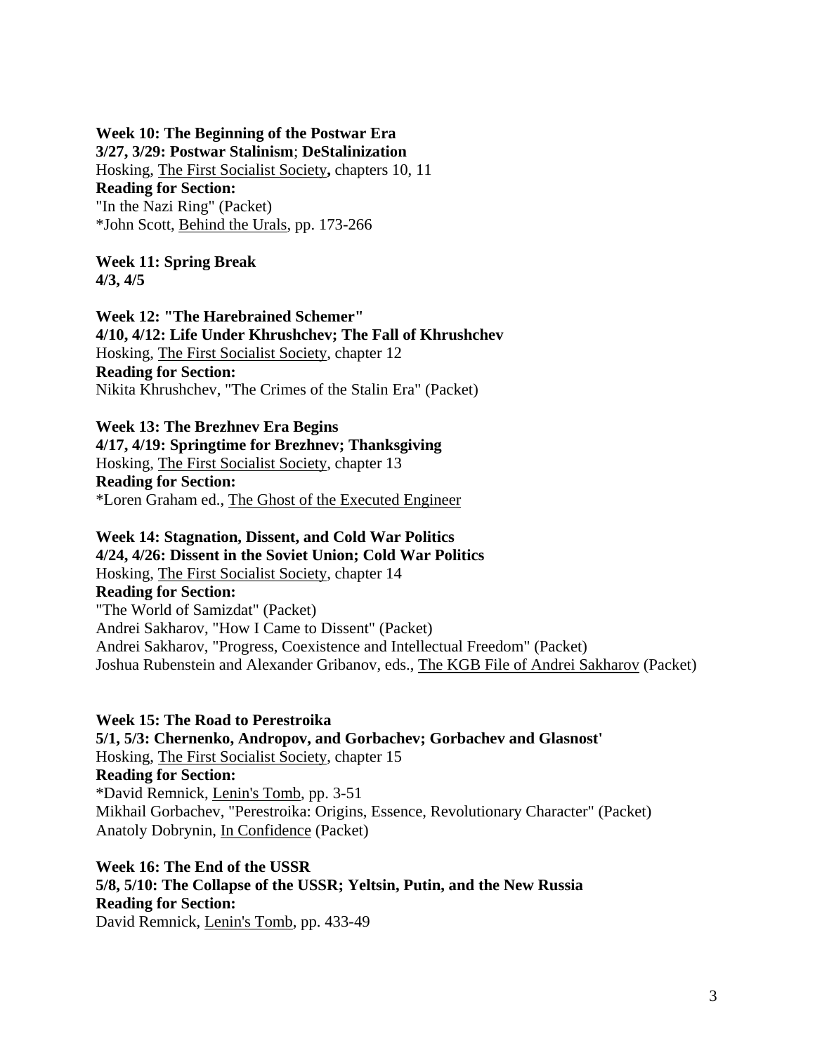**Week 10: The Beginning of the Postwar Era**
**3/27, 3/29: Postwar Stalinism**; **DeStalinization**
Hosking, The First Socialist Society**,** chapters 10, 11
**Reading for Section:**
"In the Nazi Ring" (Packet)
*John Scott, Behind the Urals, pp. 173-266

**Week 11: Spring Break**
**4/3, 4/5**

**Week 12: "The Harebrained Schemer"**
**4/10, 4/12: Life Under Khrushchev; The Fall of Khrushchev**
Hosking, The First Socialist Society, chapter 12
**Reading for Section:**
Nikita Khrushchev, "The Crimes of the Stalin Era" (Packet)

**Week 13: The Brezhnev Era Begins**
**4/17, 4/19: Springtime for Brezhnev; Thanksgiving**
Hosking, The First Socialist Society, chapter 13
**Reading for Section:**
*Loren Graham ed., The Ghost of the Executed Engineer

**Week 14: Stagnation, Dissent, and Cold War Politics**
**4/24, 4/26: Dissent in the Soviet Union; Cold War Politics**
Hosking, The First Socialist Society, chapter 14
**Reading for Section:**
"The World of Samizdat" (Packet)
Andrei Sakharov, "How I Came to Dissent" (Packet)
Andrei Sakharov, "Progress, Coexistence and Intellectual Freedom" (Packet)
Joshua Rubenstein and Alexander Gribanov, eds., The KGB File of Andrei Sakharov (Packet)

**Week 15: The Road to Perestroika**
**5/1, 5/3: Chernenko, Andropov, and Gorbachev; Gorbachev and Glasnost'**
Hosking, The First Socialist Society, chapter 15
**Reading for Section:**
*David Remnick, Lenin's Tomb, pp. 3-51
Mikhail Gorbachev, "Perestroika: Origins, Essence, Revolutionary Character" (Packet)
Anatoly Dobrynin, In Confidence (Packet)

**Week 16: The End of the USSR**
**5/8, 5/10: The Collapse of the USSR; Yeltsin, Putin, and the New Russia**
**Reading for Section:**
David Remnick, Lenin's Tomb, pp. 433-49